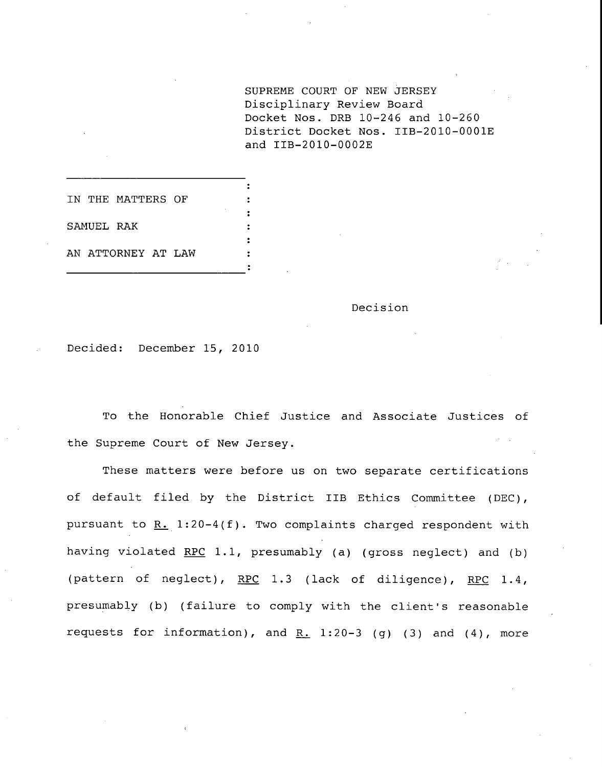SUPREME COURT OF NEW JERSEY
Disciplinary Review Board
Docket Nos. DRB 10-246 and 10-260
District Docket Nos. IIB-2010-0001E
and IIB-2010-0002E

IN THE MATTERS OF

SAMUEL RAK

AN ATTORNEY AT LAW

Decision

Decided: December 15, 2010

To the Honorable Chief Justice and Associate Justices of the Supreme Court of New Jersey.

These matters were before us on two separate certifications of default filed by the District IIB Ethics Committee (DEC), pursuant to R. 1:20-4(f). Two complaints charged respondent with having violated RPC 1.1, presumably (a) (gross neglect) and (b) (pattern of neglect), RPC 1.3 (lack of diligence), RPC 1.4, presumably (b) (failure to comply with the client's reasonable requests for information), and R. 1:20-3 (g) (3) and (4), more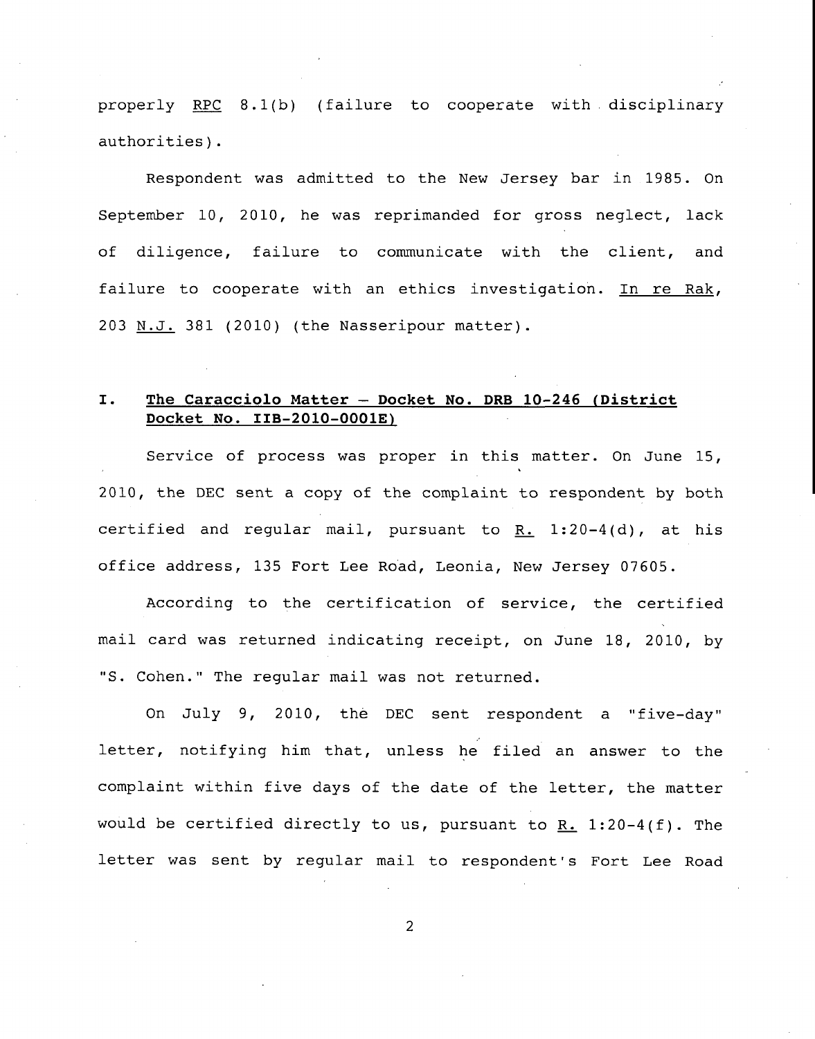properly RPC 8.1(b) (failure to cooperate with disciplinary authorities).

Respondent was admitted to the New Jersey bar in 1985. On September 10, 2010, he was reprimanded for gross neglect, lack of diligence, failure to communicate with the client, and failure to cooperate with an ethics investigation. In re Rak, 203 N.J. 381 (2010) (the Nasseripour matter).

## I. The Caracciolo Matter – Docket No. DRB 10-246 (District Docket No. IIB-2010-0001E)

Service of process was proper in this matter. On June 15, 2010, the DEC sent a copy of the complaint to respondent by both certified and regular mail, pursuant to R. 1:20-4(d), at his office address, 135 Fort Lee Road, Leonia, New Jersey 07605.

According to the certification of service, the certified mail card was returned indicating receipt, on June 18, 2010, by "S. Cohen." The regular mail was not returned.

On July 9, 2010, the DEC sent respondent a "five-day" letter, notifying him that, unless he filed an answer to the complaint within five days of the date of the letter, the matter would be certified directly to us, pursuant to R. 1:20-4(f). The letter was sent by regular mail to respondent's Fort Lee Road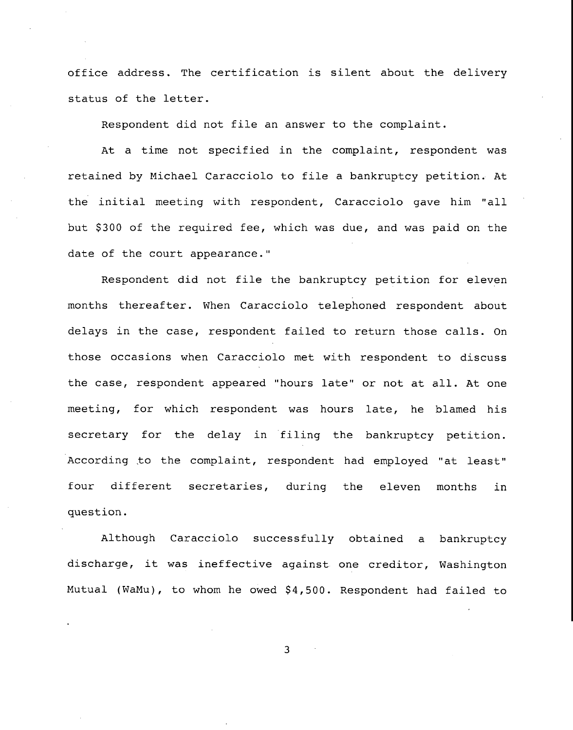office address. The certification is silent about the delivery status of the letter.

Respondent did not file an answer to the complaint.

At a time not specified in the complaint, respondent was retained by Michael Caracciolo to file a bankruptcy petition. At the initial meeting with respondent, Caracciolo gave him "all but $300 of the required fee, which was due, and was paid on the date of the court appearance."

Respondent did not file the bankruptcy petition for eleven months thereafter. When Caracciolo telephoned respondent about delays in the case, respondent failed to return those calls. On those occasions when Caracciolo met with respondent to discuss the case, respondent appeared "hours late" or not at all. At one meeting, for which respondent was hours late, he blamed his secretary for the delay in filing the bankruptcy petition. According to the complaint, respondent had employed "at least" four different secretaries, during the eleven months in question.

Although Caracciolo successfully obtained a bankruptcy discharge, it was ineffective against one creditor, Washington Mutual (WaMu), to whom he owed $4,500. Respondent had failed to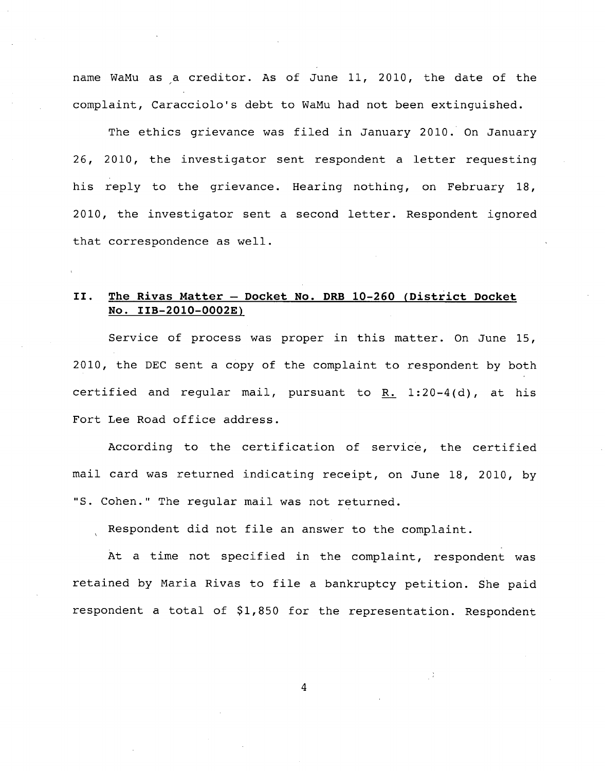name WaMu as a creditor. As of June 11, 2010, the date of the complaint, Caracciolo's debt to WaMu had not been extinguished.

The ethics grievance was filed in January 2010. On January 26, 2010, the investigator sent respondent a letter requesting his reply to the grievance. Hearing nothing, on February 18, 2010, the investigator sent a second letter. Respondent ignored that correspondence as well.

## II. The Rivas Matter – Docket No. DRB 10-260 (District Docket No. IIB-2010-0002E)

Service of process was proper in this matter. On June 15, 2010, the DEC sent a copy of the complaint to respondent by both certified and regular mail, pursuant to R. 1:20-4(d), at his Fort Lee Road office address.

According to the certification of service, the certified mail card was returned indicating receipt, on June 18, 2010, by "S. Cohen." The regular mail was not returned.

Respondent did not file an answer to the complaint.

At a time not specified in the complaint, respondent was retained by Maria Rivas to file a bankruptcy petition. She paid respondent a total of $1,850 for the representation. Respondent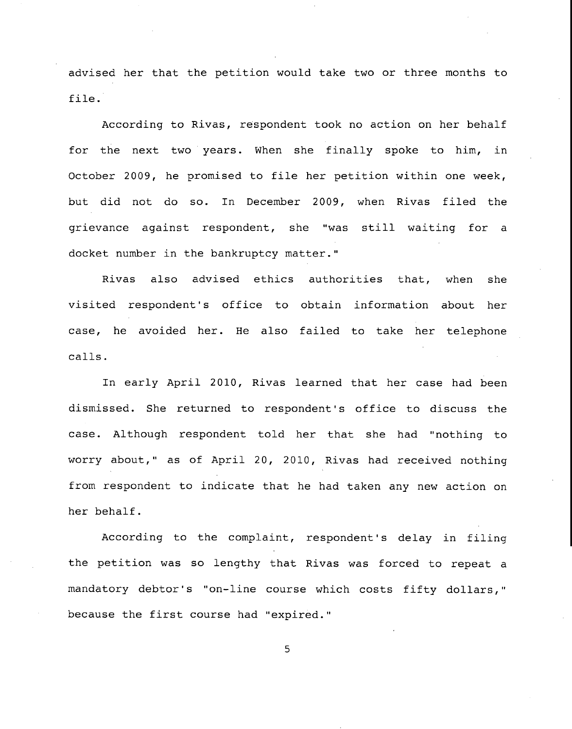advised her that the petition would take two or three months to file.

According to Rivas, respondent took no action on her behalf for the next two years. When she finally spoke to him, in October 2009, he promised to file her petition within one week, but did not do so. In December 2009, when Rivas filed the grievance against respondent, she "was still waiting for a docket number in the bankruptcy matter."

Rivas also advised ethics authorities that, when she visited respondent's office to obtain information about her case, he avoided her. He also failed to take her telephone calls.

In early April 2010, Rivas learned that her case had been dismissed. She returned to respondent's office to discuss the case. Although respondent told her that she had "nothing to worry about," as of April 20, 2010, Rivas had received nothing from respondent to indicate that he had taken any new action on her behalf.

According to the complaint, respondent's delay in filing the petition was so lengthy that Rivas was forced to repeat a mandatory debtor's "on-line course which costs fifty dollars," because the first course had "expired."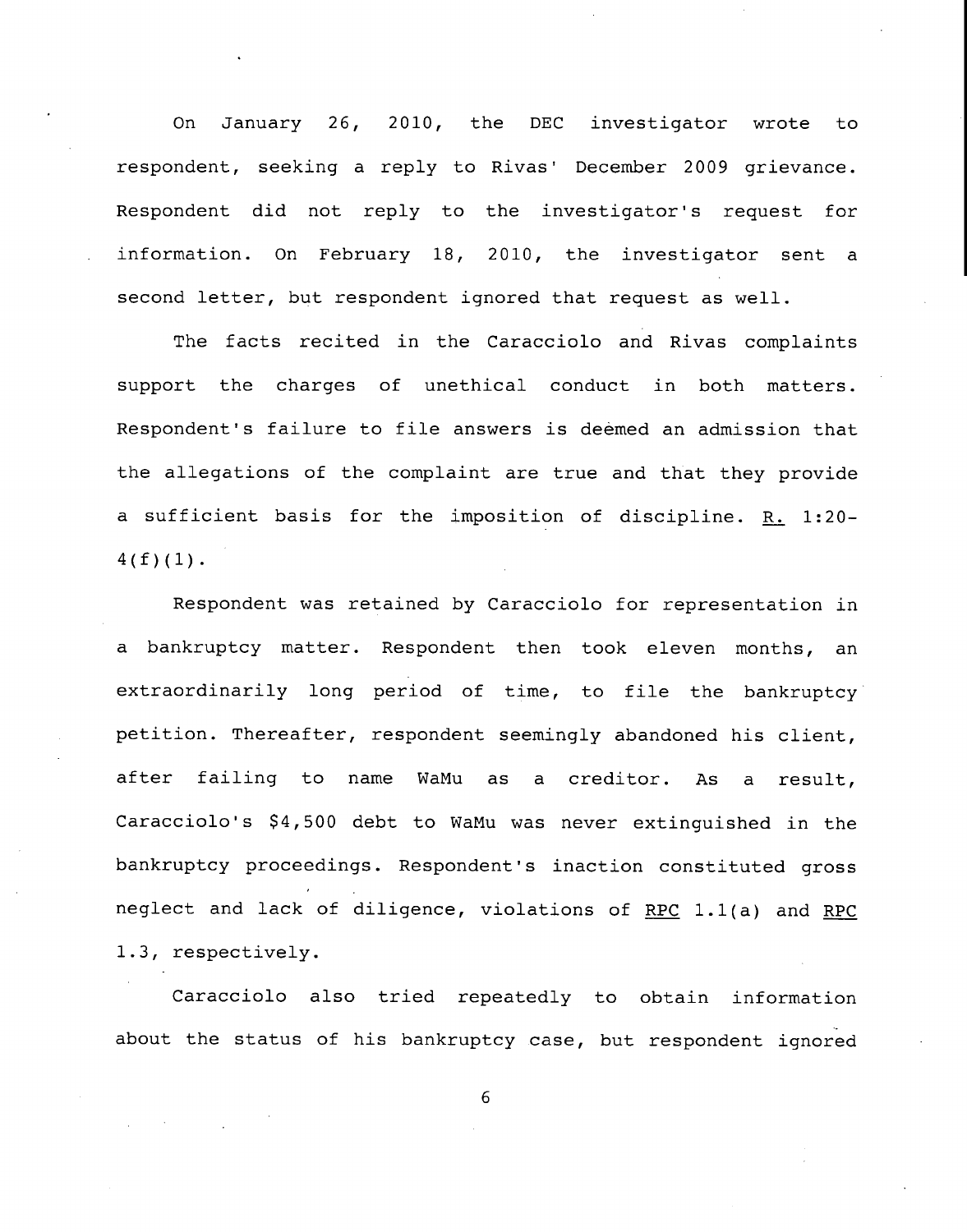On January 26, 2010, the DEC investigator wrote to respondent, seeking a reply to Rivas' December 2009 grievance. Respondent did not reply to the investigator's request for information. On February 18, 2010, the investigator sent a second letter, but respondent ignored that request as well.

The facts recited in the Caracciolo and Rivas complaints support the charges of unethical conduct in both matters. Respondent's failure to file answers is deemed an admission that the allegations of the complaint are true and that they provide a sufficient basis for the imposition of discipline. R. 1:20-4(f)(1).

Respondent was retained by Caracciolo for representation in a bankruptcy matter. Respondent then took eleven months, an extraordinarily long period of time, to file the bankruptcy petition. Thereafter, respondent seemingly abandoned his client, after failing to name WaMu as a creditor. As a result, Caracciolo's $4,500 debt to WaMu was never extinguished in the bankruptcy proceedings. Respondent's inaction constituted gross neglect and lack of diligence, violations of RPC 1.1(a) and RPC 1.3, respectively.

Caracciolo also tried repeatedly to obtain information about the status of his bankruptcy case, but respondent ignored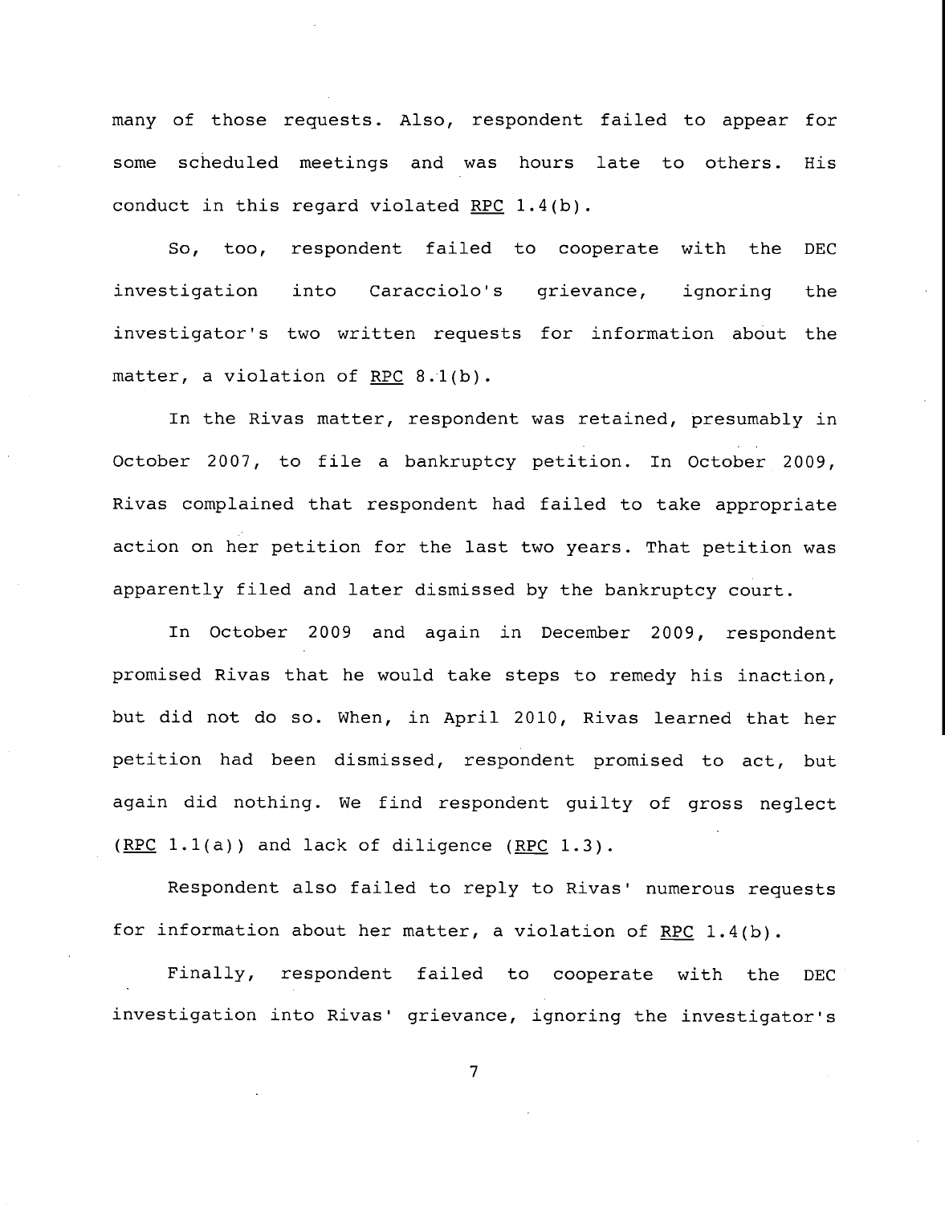many of those requests. Also, respondent failed to appear for some scheduled meetings and was hours late to others. His conduct in this regard violated RPC 1.4(b).

So, too, respondent failed to cooperate with the DEC investigation into Caracciolo's grievance, ignoring the investigator's two written requests for information about the matter, a violation of RPC 8.1(b).

In the Rivas matter, respondent was retained, presumably in October 2007, to file a bankruptcy petition. In October 2009, Rivas complained that respondent had failed to take appropriate action on her petition for the last two years. That petition was apparently filed and later dismissed by the bankruptcy court.

In October 2009 and again in December 2009, respondent promised Rivas that he would take steps to remedy his inaction, but did not do so. When, in April 2010, Rivas learned that her petition had been dismissed, respondent promised to act, but again did nothing. We find respondent guilty of gross neglect (RPC 1.1(a)) and lack of diligence (RPC 1.3).

Respondent also failed to reply to Rivas' numerous requests for information about her matter, a violation of RPC 1.4(b).

Finally, respondent failed to cooperate with the DEC investigation into Rivas' grievance, ignoring the investigator's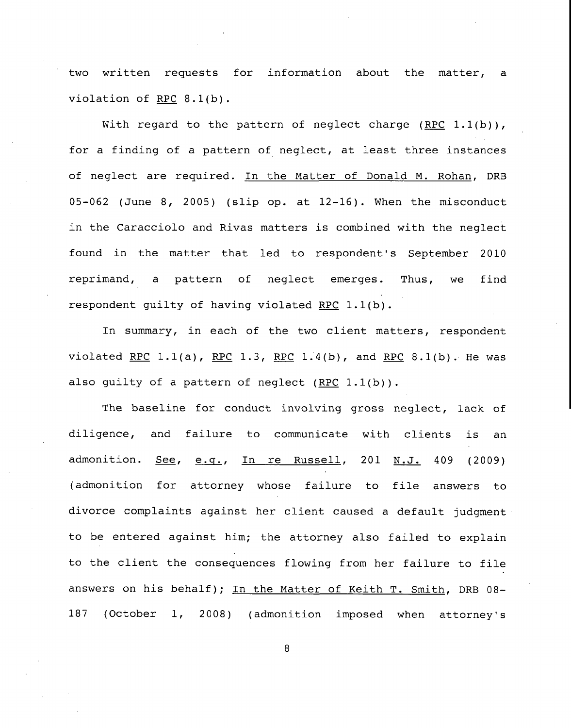two written requests for information about the matter, a violation of RPC 8.1(b).

With regard to the pattern of neglect charge (RPC 1.1(b)), for a finding of a pattern of neglect, at least three instances of neglect are required. In the Matter of Donald M. Rohan, DRB 05-062 (June 8, 2005) (slip op. at 12-16). When the misconduct in the Caracciolo and Rivas matters is combined with the neglect found in the matter that led to respondent's September 2010 reprimand, a pattern of neglect emerges. Thus, we find respondent guilty of having violated RPC 1.1(b).

In summary, in each of the two client matters, respondent violated RPC 1.1(a), RPC 1.3, RPC 1.4(b), and RPC 8.1(b). He was also guilty of a pattern of neglect (RPC 1.1(b)).

The baseline for conduct involving gross neglect, lack of diligence, and failure to communicate with clients is an admonition. See, e.g., In re Russell, 201 N.J. 409 (2009) (admonition for attorney whose failure to file answers to divorce complaints against her client caused a default judgment to be entered against him; the attorney also failed to explain to the client the consequences flowing from her failure to file answers on his behalf); In the Matter of Keith T. Smith, DRB 08-187 (October 1, 2008) (admonition imposed when attorney's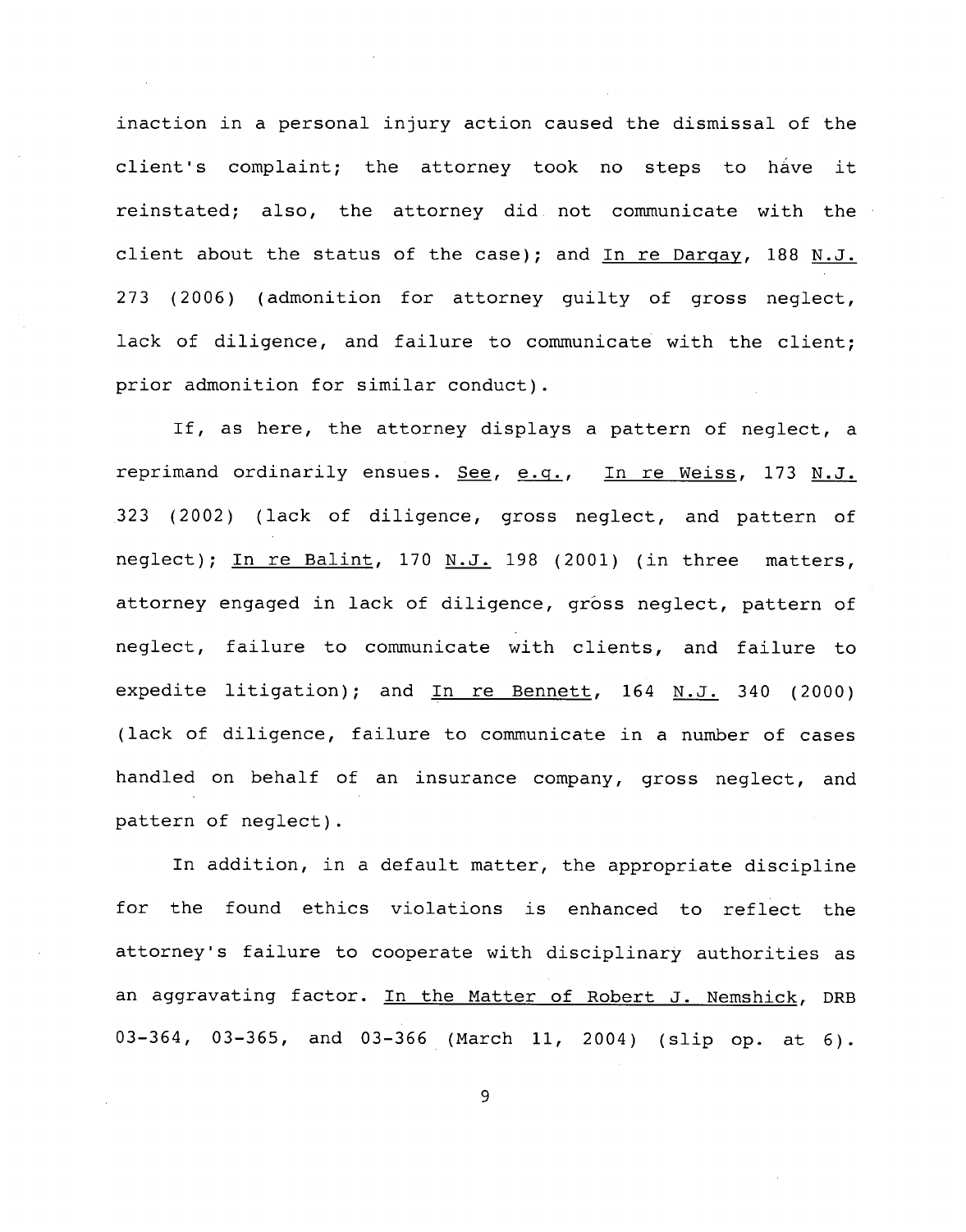inaction in a personal injury action caused the dismissal of the client's complaint; the attorney took no steps to have it reinstated; also, the attorney did not communicate with the client about the status of the case); and In re Dargay, 188 N.J. 273 (2006) (admonition for attorney guilty of gross neglect, lack of diligence, and failure to communicate with the client; prior admonition for similar conduct).

If, as here, the attorney displays a pattern of neglect, a reprimand ordinarily ensues. See, e.g., In re Weiss, 173 N.J. 323 (2002) (lack of diligence, gross neglect, and pattern of neglect); In re Balint, 170 N.J. 198 (2001) (in three matters, attorney engaged in lack of diligence, gross neglect, pattern of neglect, failure to communicate with clients, and failure to expedite litigation); and In re Bennett, 164 N.J. 340 (2000) (lack of diligence, failure to communicate in a number of cases handled on behalf of an insurance company, gross neglect, and pattern of neglect).

In addition, in a default matter, the appropriate discipline for the found ethics violations is enhanced to reflect the attorney's failure to cooperate with disciplinary authorities as an aggravating factor. In the Matter of Robert J. Nemshick, DRB 03-364, 03-365, and 03-366 (March 11, 2004) (slip op. at 6).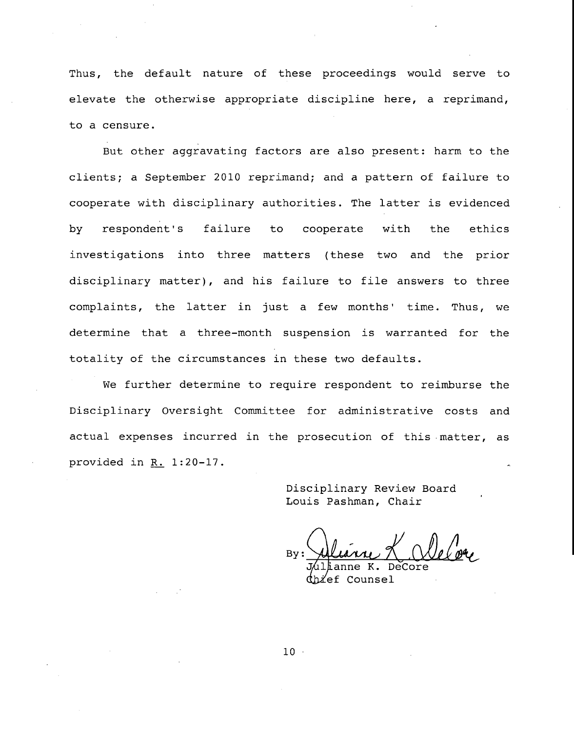Thus, the default nature of these proceedings would serve to elevate the otherwise appropriate discipline here, a reprimand, to a censure.

But other aggravating factors are also present: harm to the clients; a September 2010 reprimand; and a pattern of failure to cooperate with disciplinary authorities. The latter is evidenced by respondent's failure to cooperate with the ethics investigations into three matters (these two and the prior disciplinary matter), and his failure to file answers to three complaints, the latter in just a few months' time. Thus, we determine that a three-month suspension is warranted for the totality of the circumstances in these two defaults.

We further determine to require respondent to reimburse the Disciplinary Oversight Committee for administrative costs and actual expenses incurred in the prosecution of this matter, as provided in R. 1:20-17.

Disciplinary Review Board
Louis Pashman, Chair

By: Julianne K. DeCore
Julianne K. DeCore
Chief Counsel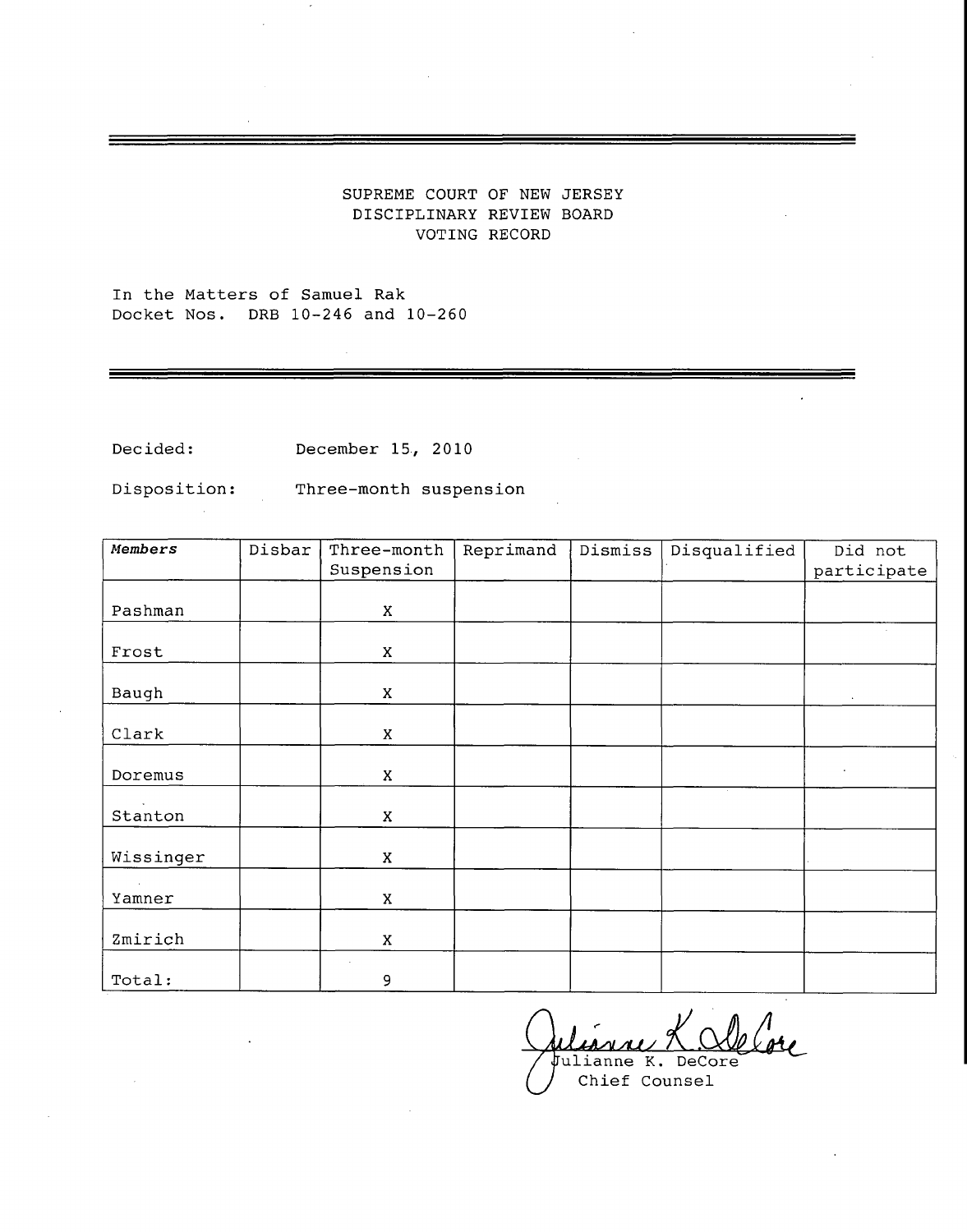SUPREME COURT OF NEW JERSEY
DISCIPLINARY REVIEW BOARD
VOTING RECORD

In the Matters of Samuel Rak
Docket Nos. DRB 10-246 and 10-260

Decided: December 15, 2010

Disposition: Three-month suspension

| *Members* | Disbar | Three-month Suspension | Reprimand | Dismiss | Disqualified | Did not participate |
|---|---|---|---|---|---|---|
| Pashman | | X | | | | |
| Frost | | X | | | | |
| Baugh | | X | | | | |
| Clark | | X | | | | |
| Doremus | | X | | | | |
| Stanton | | X | | | | |
| Wissinger | | X | | | | |
| Yamner | | X | | | | |
| Zmirich | | X | | | | |
| Total: | | 9 | | | | |

Julianne K. DeCore

Julianne K. DeCore
Chief Counsel